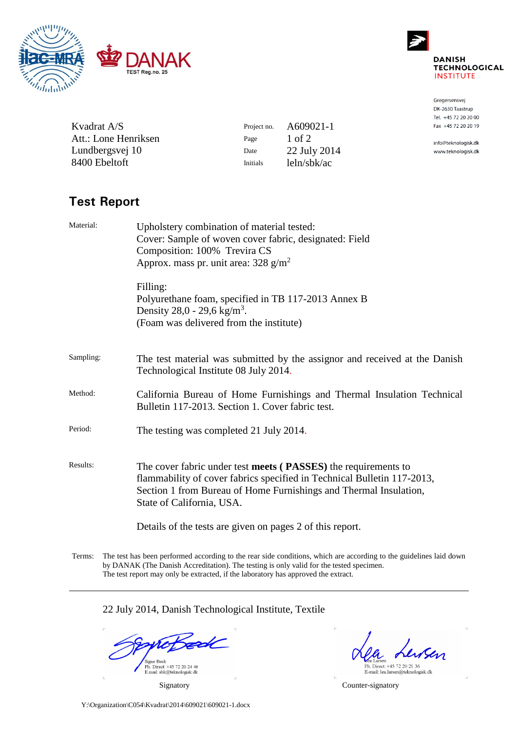ilac-MRA DANAK TEST Reg.no. 25

DANISH TECHNOLOGICAL INSTITUTE

Gregersensvej
DK-2630 Taastrup
Tel. +45 72 20 20 00
Fax +45 72 20 20 19

info@teknologisk.dk
www.teknologisk.dk

Kvadrat A/S
Att.: Lone Henriksen
Lundbergsvej 10
8400 Ebeltoft

| | |
|---|---|
| Project no. | A609021-1 |
| Page | 1 of 2 |
| Date | 22 July 2014 |
| Initials | leln/sbk/ac |

# Test Report

**Material:**

Upholstery combination of material tested:
Cover: Sample of woven cover fabric, designated: Field
Composition: 100% Trevira CS
Approx. mass pr. unit area: 328 g/m$^2$

Filling:
Polyurethane foam, specified in TB 117-2013 Annex B
Density 28,0 - 29,6 kg/m$^3$.
(Foam was delivered from the institute)

**Sampling:** The test material was submitted by the assignor and received at the Danish Technological Institute 08 July 2014.

**Method:** California Bureau of Home Furnishings and Thermal Insulation Technical Bulletin 117-2013. Section 1. Cover fabric test.

**Period:** The testing was completed 21 July 2014.

**Results:** The cover fabric under test **meets ( PASSES)** the requirements to flammability of cover fabrics specified in Technical Bulletin 117-2013, Section 1 from Bureau of Home Furnishings and Thermal Insulation, State of California, USA.

Details of the tests are given on pages 2 of this report.

Terms: The test has been performed according to the rear side conditions, which are according to the guidelines laid down by DANAK (The Danish Accreditation). The testing is only valid for the tested specimen.
The test report may only be extracted, if the laboratory has approved the extract.

---

22 July 2014, Danish Technological Institute, Textile

| | |
|---|---|
| Signe Beck<br>Ph. Direct: +45 72 20 24 46<br>E.mail: sbk@teknologisk.dk | Lea Larsen<br>Ph. Direct: +45 72 20 21 36<br>E-mail: lea.larsen@teknologisk.dk |
| Signatory | Counter-signatory |

Y:\Organization\C054\Kvadrat\2014\609021\609021-1.docx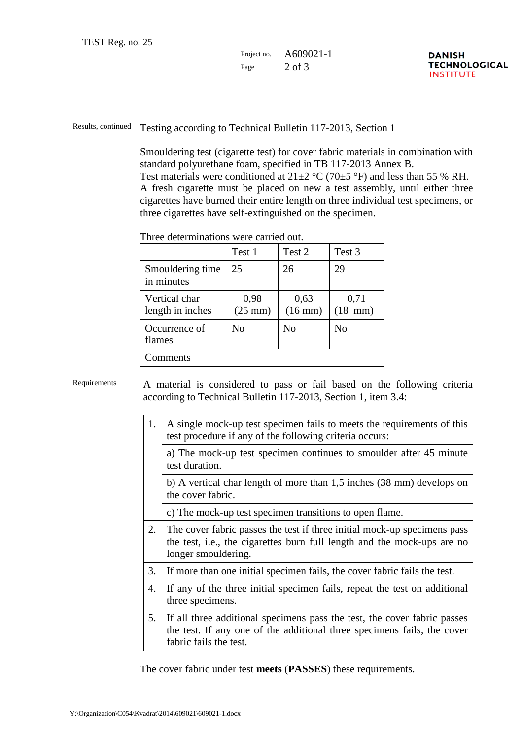Results, continued

## Testing according to Technical Bulletin 117-2013, Section 1

Smouldering test (cigarette test) for cover fabric materials in combination with standard polyurethane foam, specified in TB 117-2013 Annex B.
Test materials were conditioned at 21±2 °C (70±5 °F) and less than 55 % RH.
A fresh cigarette must be placed on new a test assembly, until either three cigarettes have burned their entire length on three individual test specimens, or three cigarettes have self-extinguished on the specimen.

Three determinations were carried out.

| | Test 1 | Test 2 | Test 3 |
|---|---|---|---|
| Smouldering time in minutes | 25 | 26 | 29 |
| Vertical char length in inches | 0,98 (25 mm) | 0,63 (16 mm) | 0,71 (18 mm) |
| Occurrence of flames | No | No | No |
| Comments | | | |

Requirements

A material is considered to pass or fail based on the following criteria according to Technical Bulletin 117-2013, Section 1, item 3.4:

| | |
|---|---|
| 1. | A single mock-up test specimen fails to meets the requirements of this test procedure if any of the following criteria occurs: |
| | a) The mock-up test specimen continues to smoulder after 45 minute test duration. |
| | b) A vertical char length of more than 1,5 inches (38 mm) develops on the cover fabric. |
| | c) The mock-up test specimen transitions to open flame. |
| 2. | The cover fabric passes the test if three initial mock-up specimens pass the test, i.e., the cigarettes burn full length and the mock-ups are no longer smouldering. |
| 3. | If more than one initial specimen fails, the cover fabric fails the test. |
| 4. | If any of the three initial specimen fails, repeat the test on additional three specimens. |
| 5. | If all three additional specimens pass the test, the cover fabric passes the test. If any one of the additional three specimens fails, the cover fabric fails the test. |

The cover fabric under test **meets** (**PASSES**) these requirements.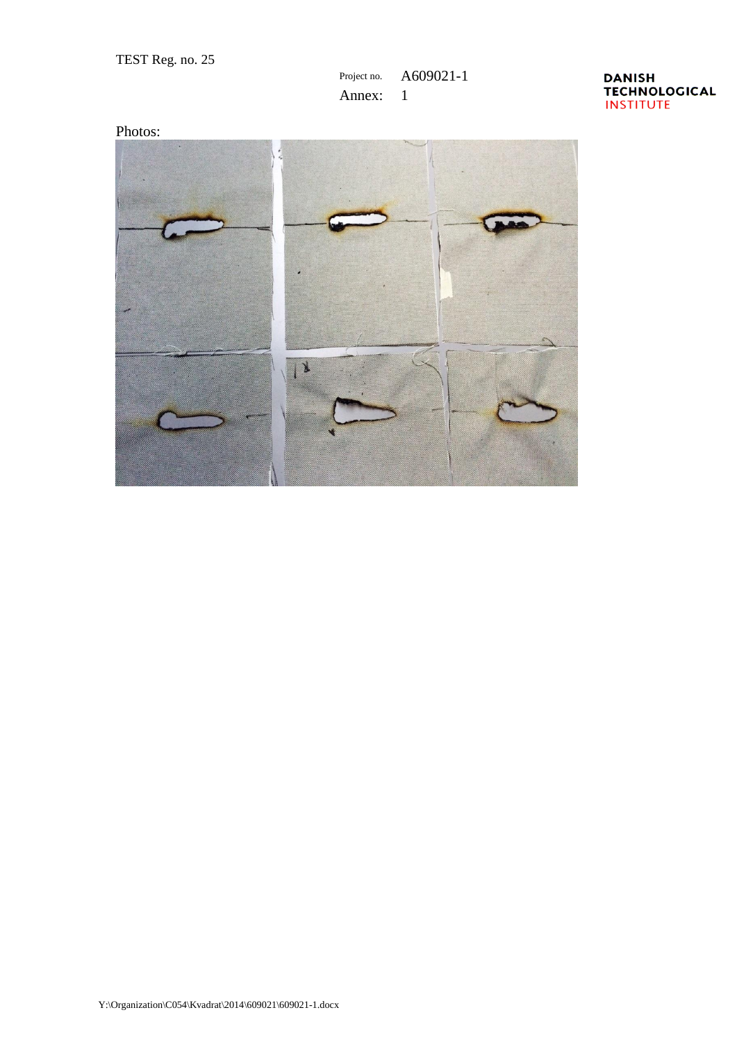TEST Reg. no. 25

Project no. A609021-1

Annex: 1

Photos: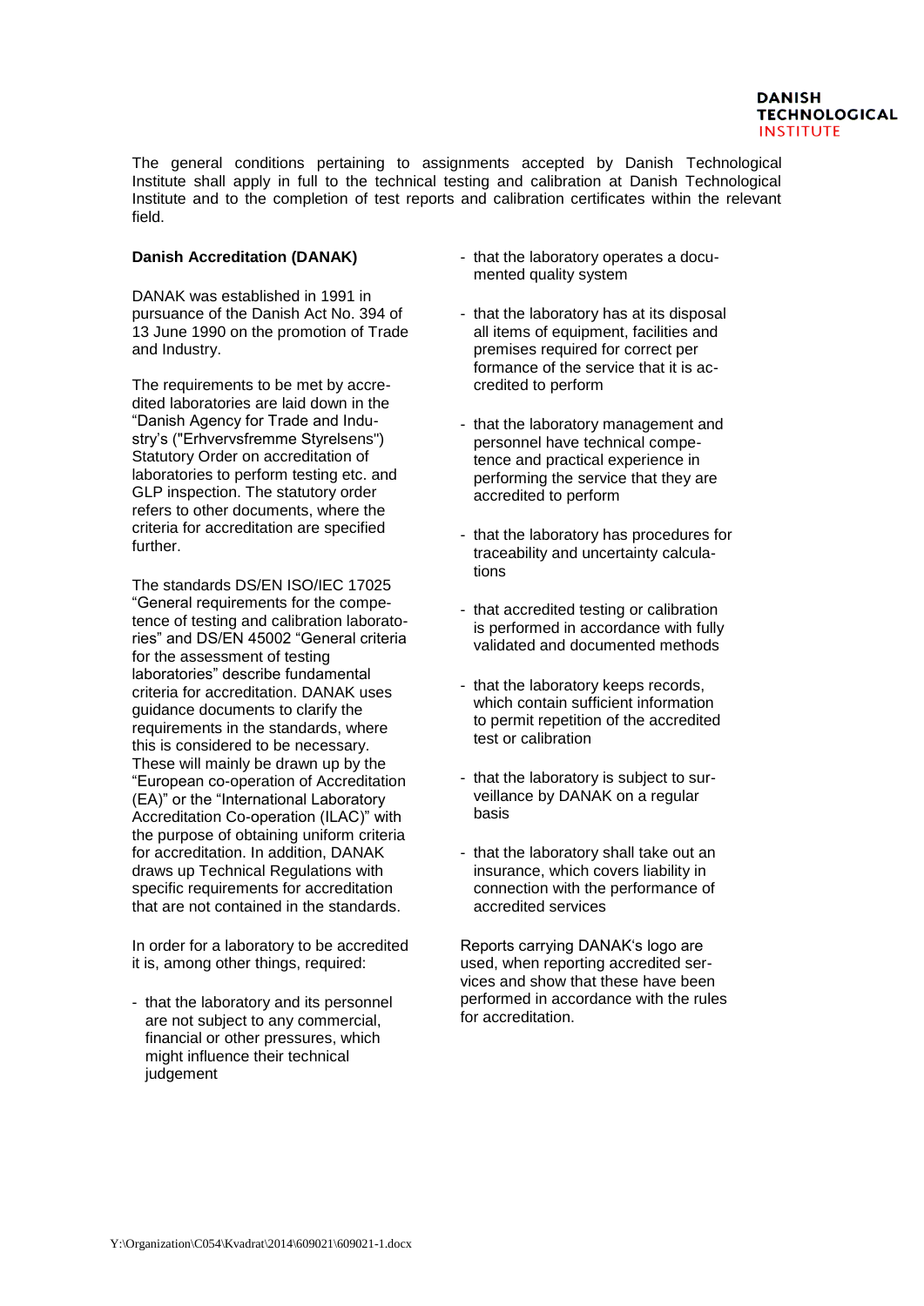The general conditions pertaining to assignments accepted by Danish Technological Institute shall apply in full to the technical testing and calibration at Danish Technological Institute and to the completion of test reports and calibration certificates within the relevant field.

**Danish Accreditation (DANAK)**

DANAK was established in 1991 in pursuance of the Danish Act No. 394 of 13 June 1990 on the promotion of Trade and Industry.

The requirements to be met by accredited laboratories are laid down in the "Danish Agency for Trade and Industry's ("Erhvervsfremme Styrelsens") Statutory Order on accreditation of laboratories to perform testing etc. and GLP inspection. The statutory order refers to other documents, where the criteria for accreditation are specified further.

The standards DS/EN ISO/IEC 17025 "General requirements for the competence of testing and calibration laboratories" and DS/EN 45002 "General criteria for the assessment of testing laboratories" describe fundamental criteria for accreditation. DANAK uses guidance documents to clarify the requirements in the standards, where this is considered to be necessary. These will mainly be drawn up by the "European co-operation of Accreditation (EA)" or the "International Laboratory Accreditation Co-operation (ILAC)" with the purpose of obtaining uniform criteria for accreditation. In addition, DANAK draws up Technical Regulations with specific requirements for accreditation that are not contained in the standards.

In order for a laboratory to be accredited it is, among other things, required:

- that the laboratory and its personnel are not subject to any commercial, financial or other pressures, which might influence their technical judgement
- that the laboratory operates a documented quality system
- that the laboratory has at its disposal all items of equipment, facilities and premises required for correct performance of the service that it is accredited to perform
- that the laboratory management and personnel have technical competence and practical experience in performing the service that they are accredited to perform
- that the laboratory has procedures for traceability and uncertainty calculations
- that accredited testing or calibration is performed in accordance with fully validated and documented methods
- that the laboratory keeps records, which contain sufficient information to permit repetition of the accredited test or calibration
- that the laboratory is subject to surveillance by DANAK on a regular basis
- that the laboratory shall take out an insurance, which covers liability in connection with the performance of accredited services

Reports carrying DANAK's logo are used, when reporting accredited services and show that these have been performed in accordance with the rules for accreditation.